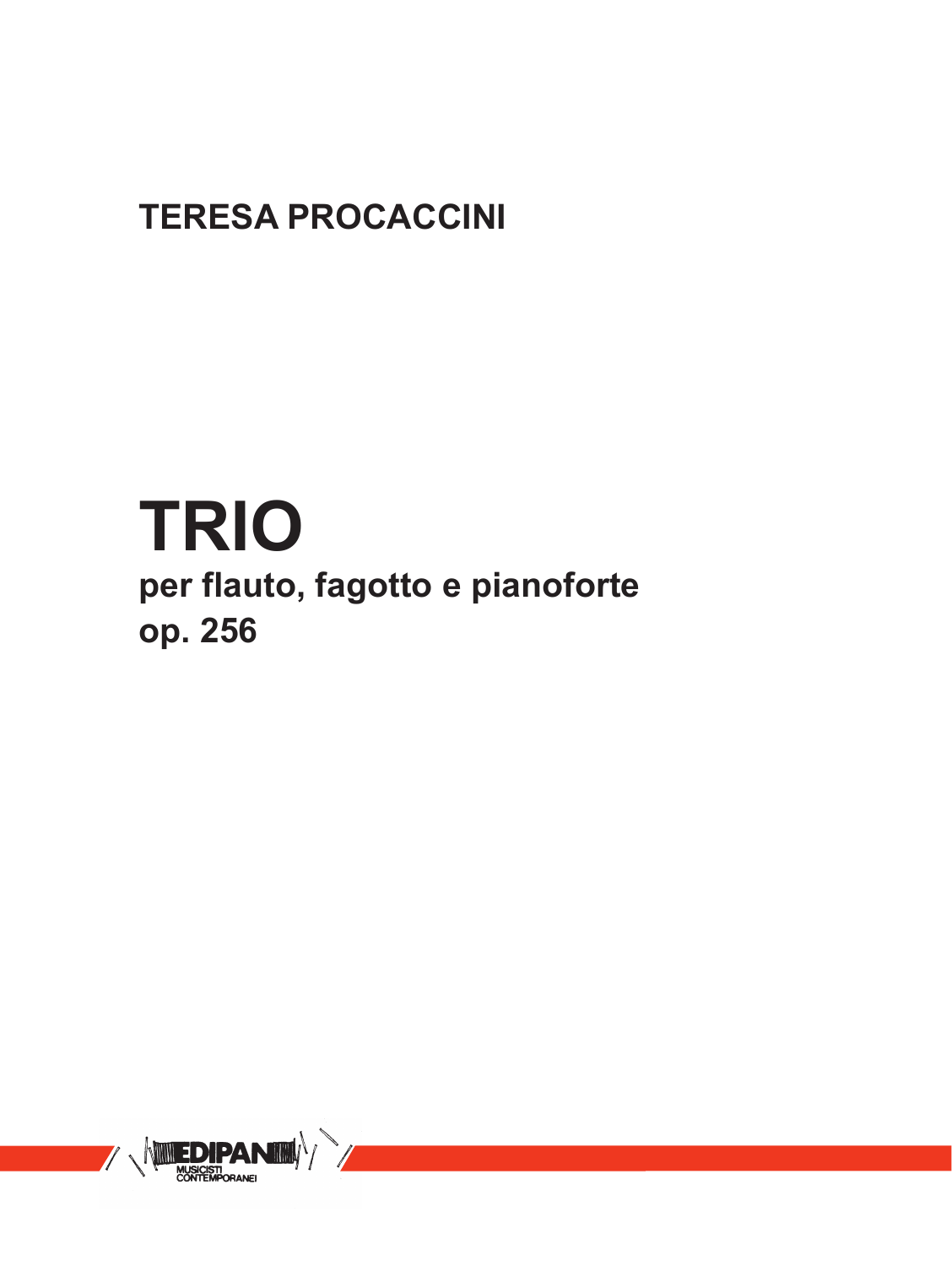**TERESA PROCACCINI**

# TRIO

**per flauto, fagotto e pianoforte**
**op. 256**

EDIPAN
MUSICISTI CONTEMPORANEI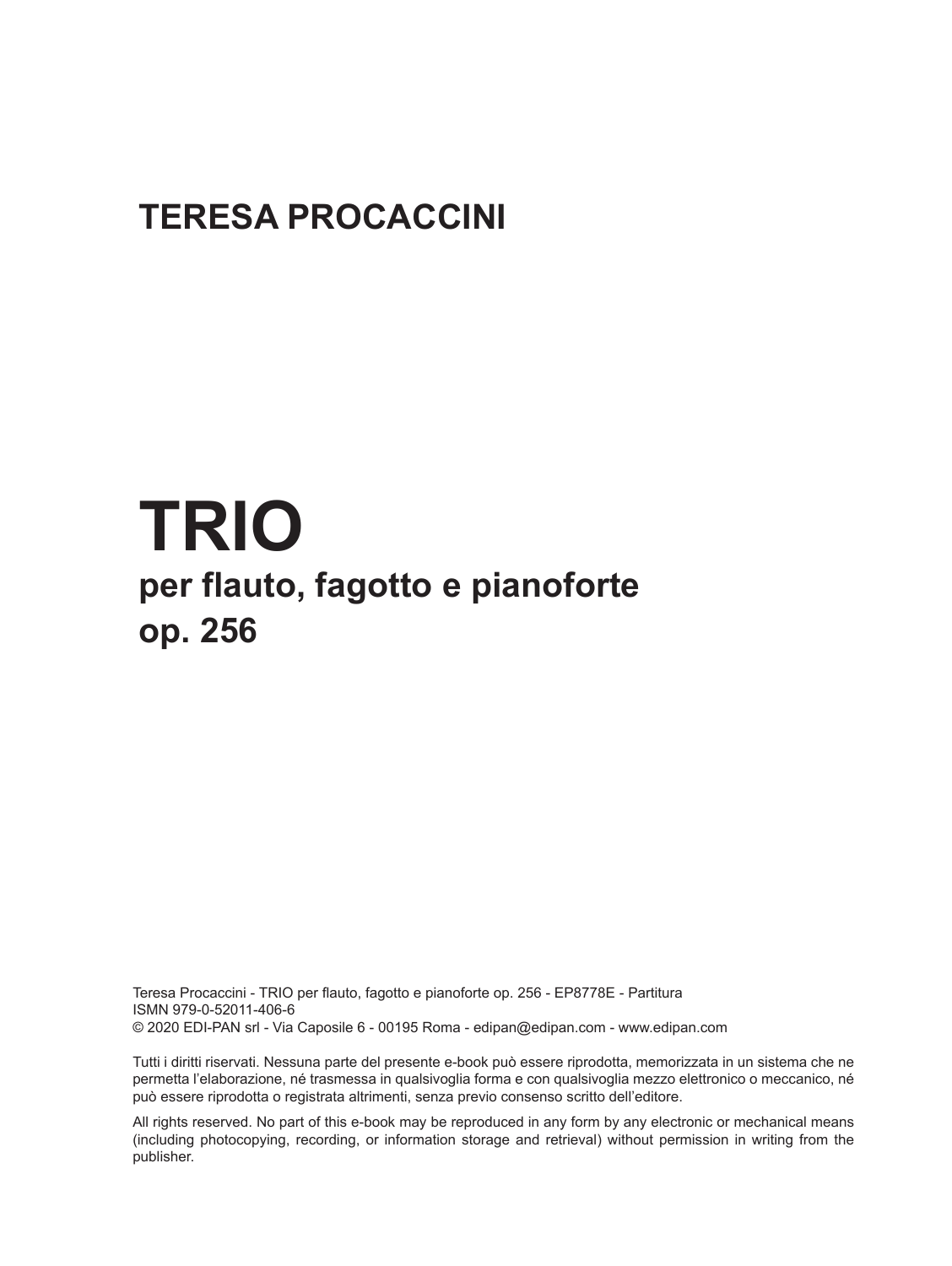## TERESA PROCACCINI

# TRIO

## per flauto, fagotto e pianoforte
## op. 256

Teresa Procaccini - TRIO per flauto, fagotto e pianoforte op. 256 - EP8778E - Partitura
ISMN 979-0-52011-406-6
© 2020 EDI-PAN srl - Via Caposile 6 - 00195 Roma - edipan@edipan.com - www.edipan.com

Tutti i diritti riservati. Nessuna parte del presente e-book può essere riprodotta, memorizzata in un sistema che ne permetta l'elaborazione, né trasmessa in qualsivoglia forma e con qualsivoglia mezzo elettronico o meccanico, né può essere riprodotta o registrata altrimenti, senza previo consenso scritto dell'editore.

All rights reserved. No part of this e-book may be reproduced in any form by any electronic or mechanical means (including photocopying, recording, or information storage and retrieval) without permission in writing from the publisher.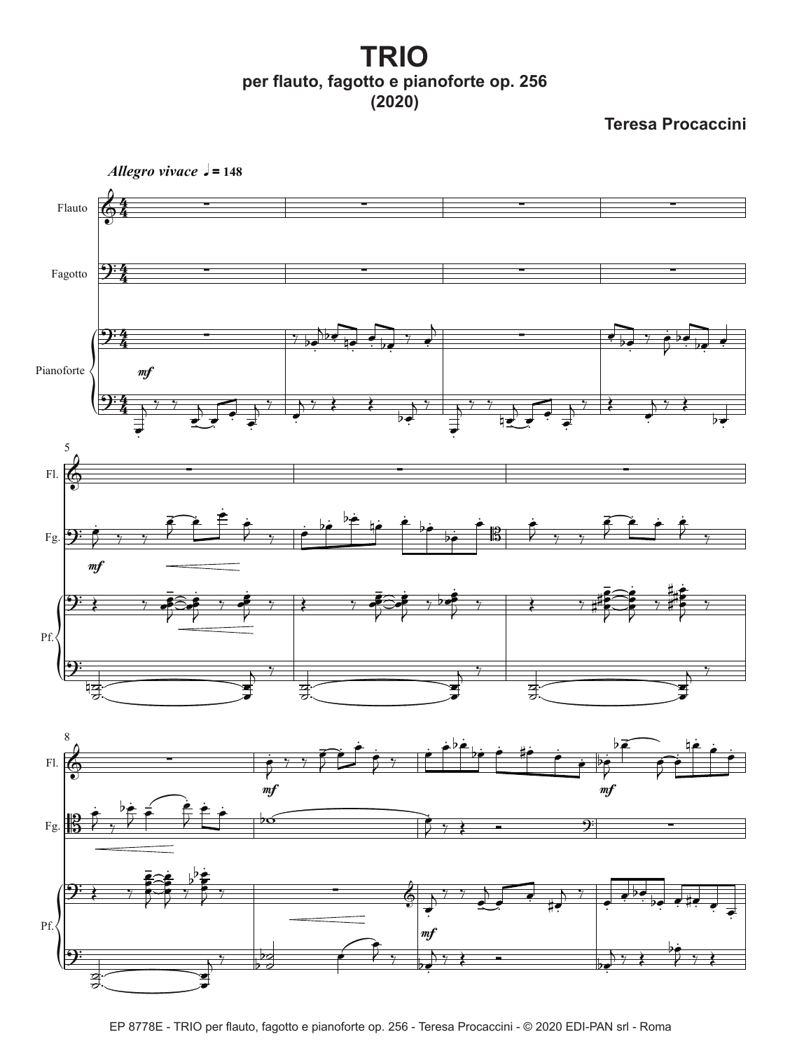# TRIO

**per flauto, fagotto e pianoforte op. 256**

**(2020)**

**Teresa Procaccini**

*Allegro vivace* ♩ = 148

Flauto

Fagotto

Pianoforte

*mf*

5

Fl.

Fg.

Pf.

8

Fl.

Fg.

Pf.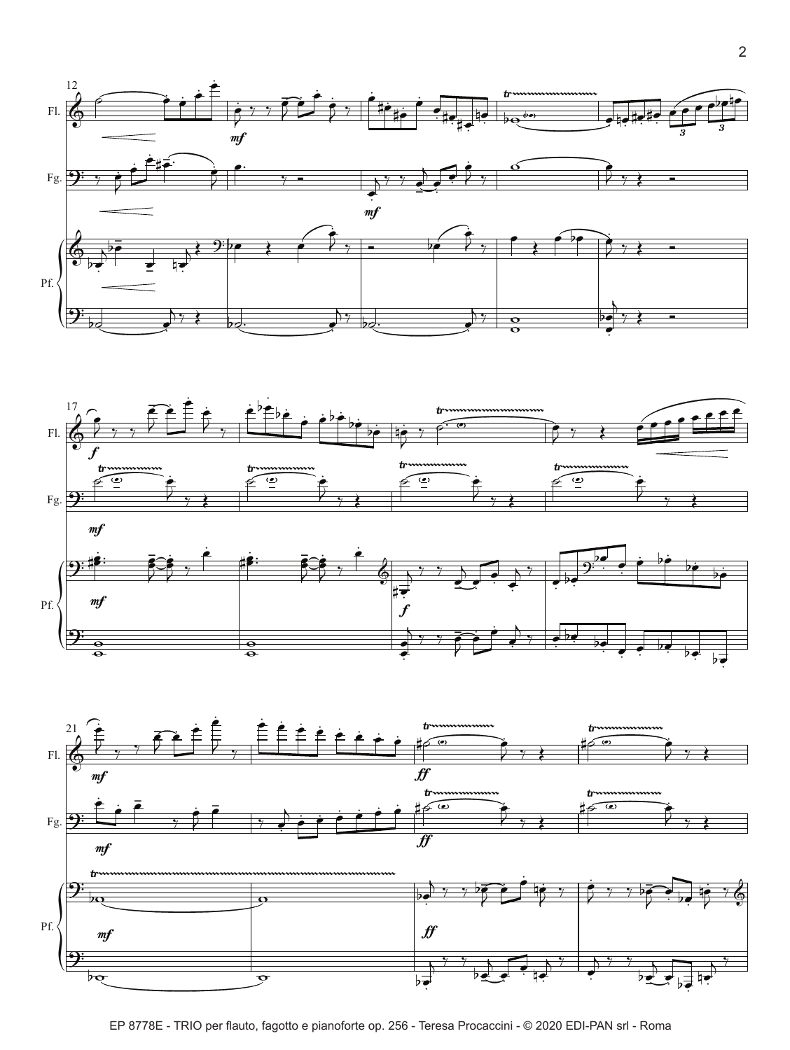EP 8778E - TRIO per flauto, fagotto e pianoforte op. 256 - Teresa Procaccini - © 2020 EDI-PAN srl - Roma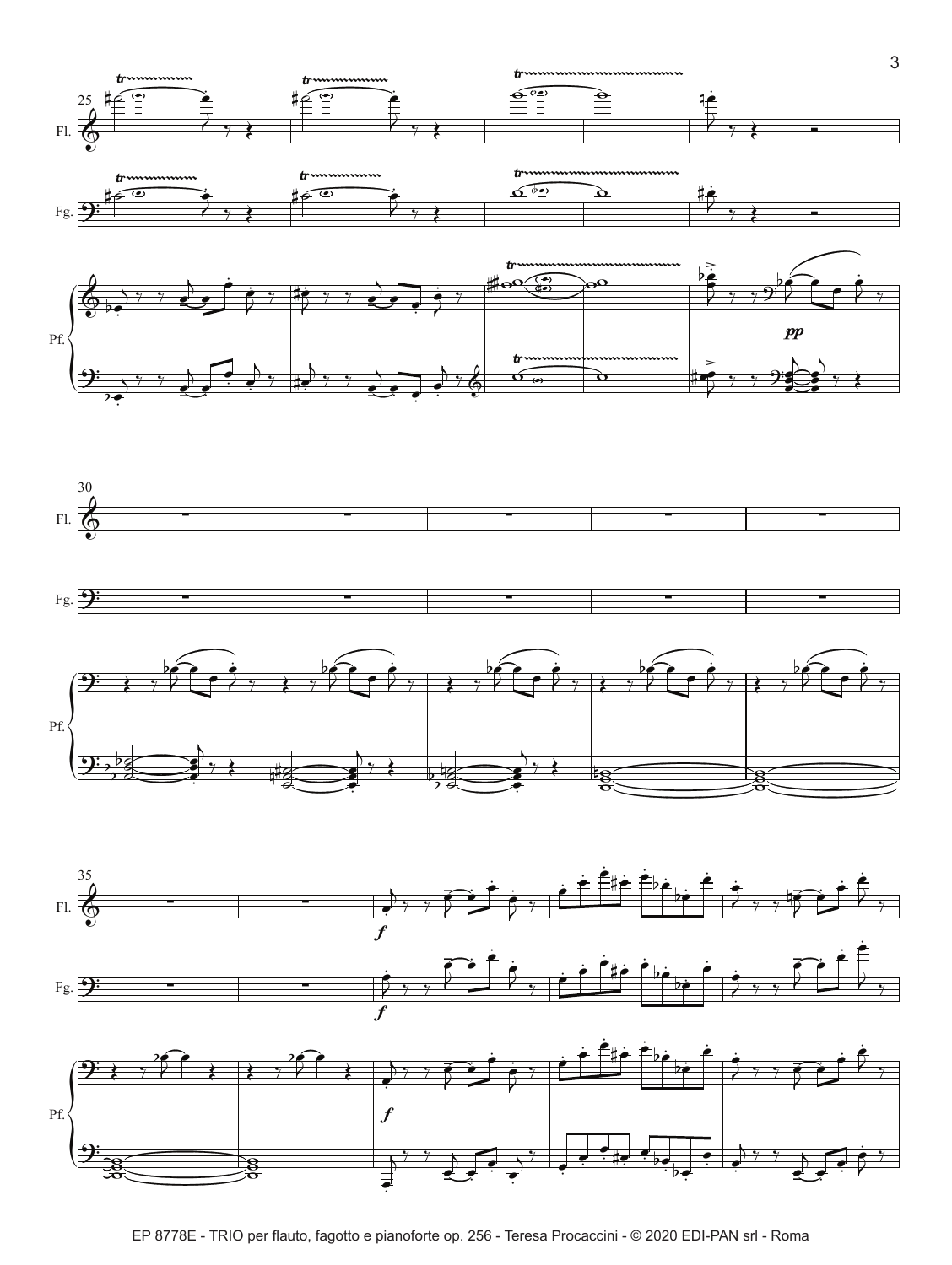25

Fl.

Fg.

Pf.

*pp*

30

Fl.

Fg.

Pf.

35

Fl.

Fg.

Pf.

*f*

*f*

*f*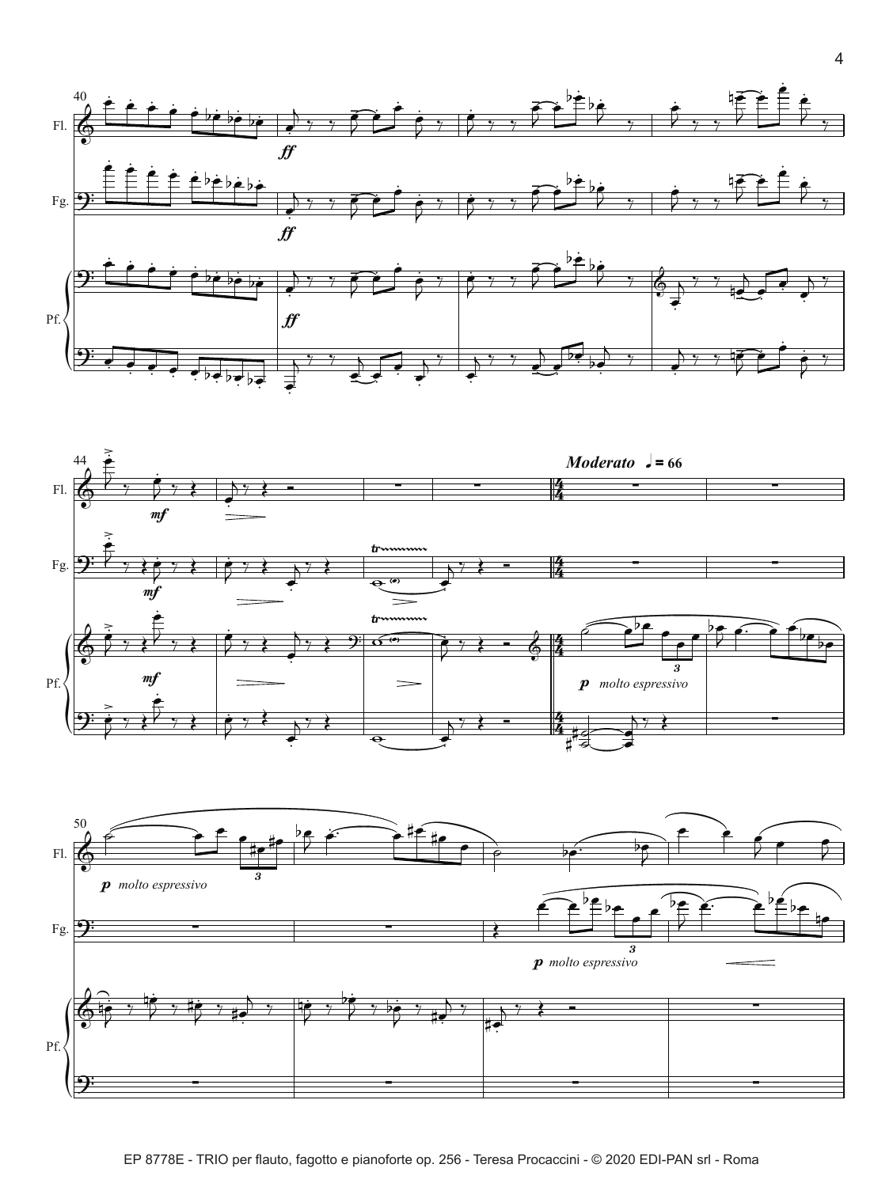**Moderato** ♩ = 66

*p molto espressivo*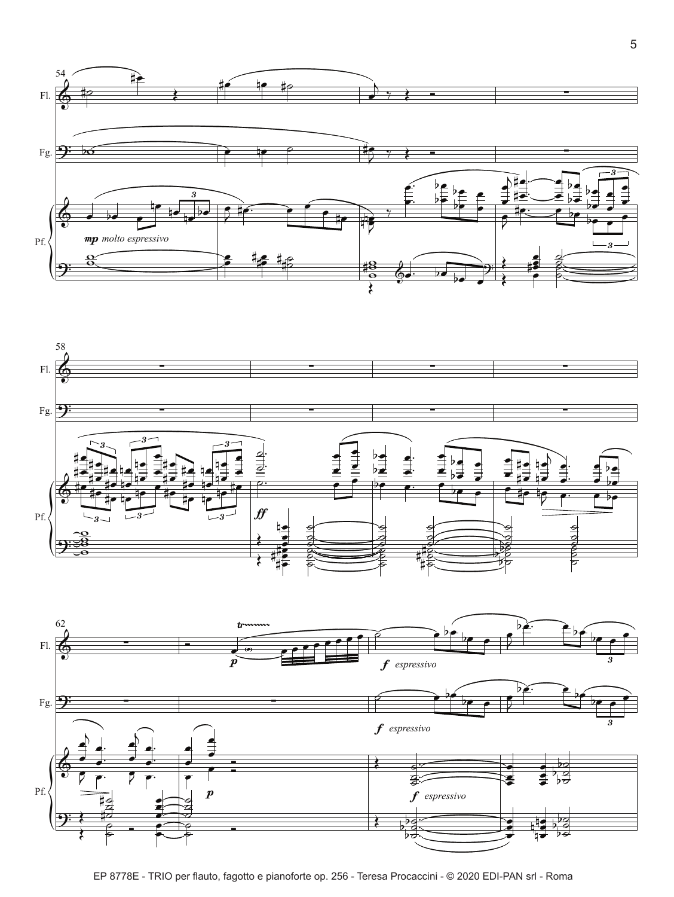54

Fl.

Fg.

Pf.

*mp molto espressivo*

58

Fl.

Fg.

Pf.

*ff*

62

Fl.

*p*

*f espressivo*

Fg.

*f espressivo*

Pf.

*p*

*f espressivo*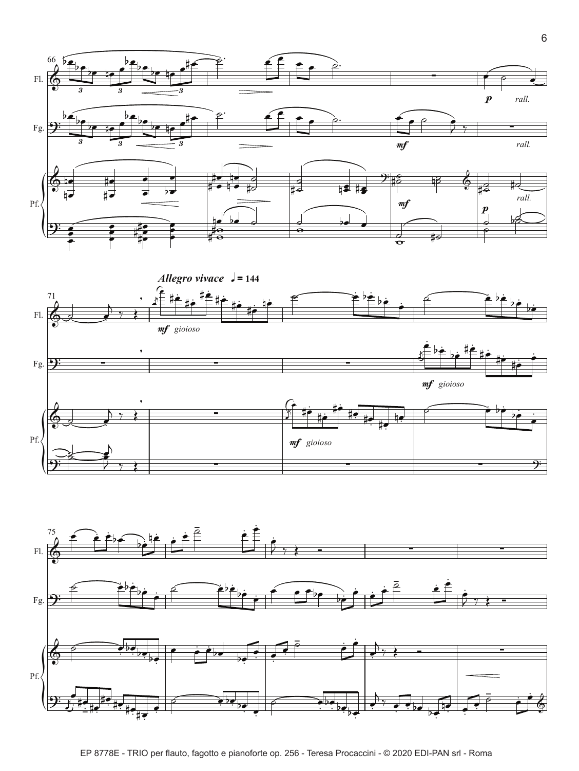**Allegro vivace** ♩ = 144